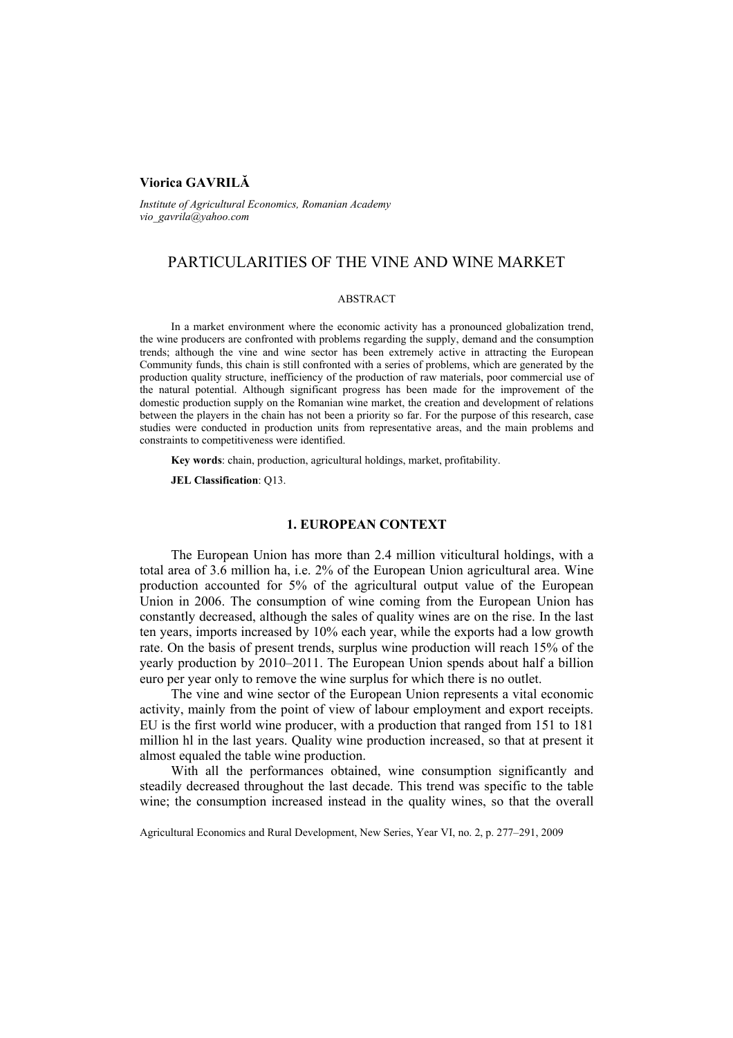**Viorica GAVRILĂ**

*Institute of Agricultural Economics, Romanian Academy*
*vio_gavrila@yahoo.com*

# PARTICULARITIES OF THE VINE AND WINE MARKET

## ABSTRACT

In a market environment where the economic activity has a pronounced globalization trend, the wine producers are confronted with problems regarding the supply, demand and the consumption trends; although the vine and wine sector has been extremely active in attracting the European Community funds, this chain is still confronted with a series of problems, which are generated by the production quality structure, inefficiency of the production of raw materials, poor commercial use of the natural potential. Although significant progress has been made for the improvement of the domestic production supply on the Romanian wine market, the creation and development of relations between the players in the chain has not been a priority so far. For the purpose of this research, case studies were conducted in production units from representative areas, and the main problems and constraints to competitiveness were identified.

**Key words**: chain, production, agricultural holdings, market, profitability.

**JEL Classification**: Q13.

## 1. EUROPEAN CONTEXT

The European Union has more than 2.4 million viticultural holdings, with a total area of 3.6 million ha, i.e. 2% of the European Union agricultural area. Wine production accounted for 5% of the agricultural output value of the European Union in 2006. The consumption of wine coming from the European Union has constantly decreased, although the sales of quality wines are on the rise. In the last ten years, imports increased by 10% each year, while the exports had a low growth rate. On the basis of present trends, surplus wine production will reach 15% of the yearly production by 2010–2011. The European Union spends about half a billion euro per year only to remove the wine surplus for which there is no outlet.

The vine and wine sector of the European Union represents a vital economic activity, mainly from the point of view of labour employment and export receipts. EU is the first world wine producer, with a production that ranged from 151 to 181 million hl in the last years. Quality wine production increased, so that at present it almost equaled the table wine production.

With all the performances obtained, wine consumption significantly and steadily decreased throughout the last decade. This trend was specific to the table wine; the consumption increased instead in the quality wines, so that the overall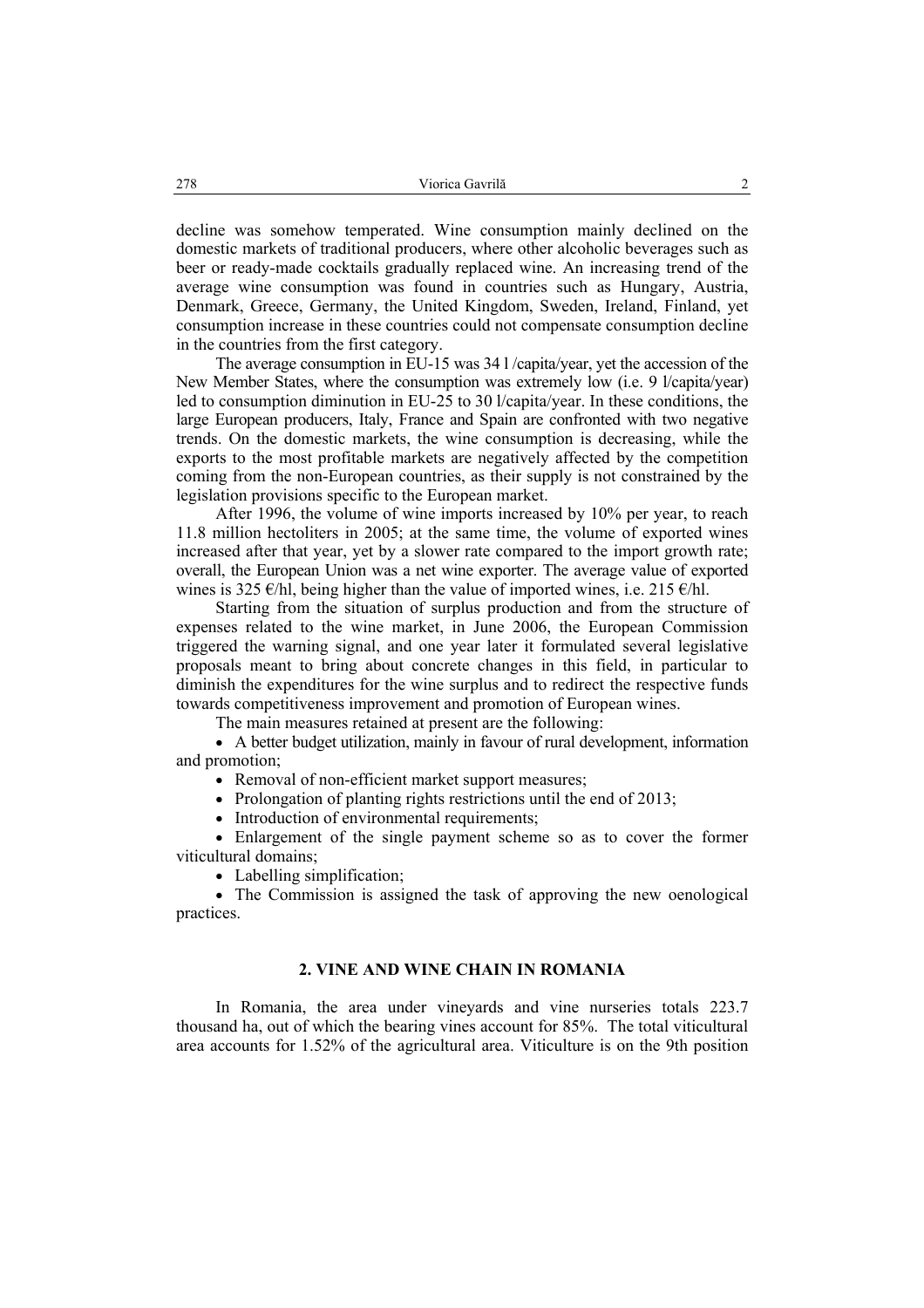decline was somehow temperated. Wine consumption mainly declined on the domestic markets of traditional producers, where other alcoholic beverages such as beer or ready-made cocktails gradually replaced wine. An increasing trend of the average wine consumption was found in countries such as Hungary, Austria, Denmark, Greece, Germany, the United Kingdom, Sweden, Ireland, Finland, yet consumption increase in these countries could not compensate consumption decline in the countries from the first category.

The average consumption in EU-15 was 34 l /capita/year, yet the accession of the New Member States, where the consumption was extremely low (i.e. 9 l/capita/year) led to consumption diminution in EU-25 to 30 l/capita/year. In these conditions, the large European producers, Italy, France and Spain are confronted with two negative trends. On the domestic markets, the wine consumption is decreasing, while the exports to the most profitable markets are negatively affected by the competition coming from the non-European countries, as their supply is not constrained by the legislation provisions specific to the European market.

After 1996, the volume of wine imports increased by 10% per year, to reach 11.8 million hectoliters in 2005; at the same time, the volume of exported wines increased after that year, yet by a slower rate compared to the import growth rate; overall, the European Union was a net wine exporter. The average value of exported wines is 325 €/hl, being higher than the value of imported wines, i.e. 215 €/hl.

Starting from the situation of surplus production and from the structure of expenses related to the wine market, in June 2006, the European Commission triggered the warning signal, and one year later it formulated several legislative proposals meant to bring about concrete changes in this field, in particular to diminish the expenditures for the wine surplus and to redirect the respective funds towards competitiveness improvement and promotion of European wines.

The main measures retained at present are the following:

- A better budget utilization, mainly in favour of rural development, information and promotion;
- Removal of non-efficient market support measures;
- Prolongation of planting rights restrictions until the end of 2013;
- Introduction of environmental requirements;
- Enlargement of the single payment scheme so as to cover the former viticultural domains;
- Labelling simplification;
- The Commission is assigned the task of approving the new oenological practices.

## 2. VINE AND WINE CHAIN IN ROMANIA

In Romania, the area under vineyards and vine nurseries totals 223.7 thousand ha, out of which the bearing vines account for 85%. The total viticultural area accounts for 1.52% of the agricultural area. Viticulture is on the 9th position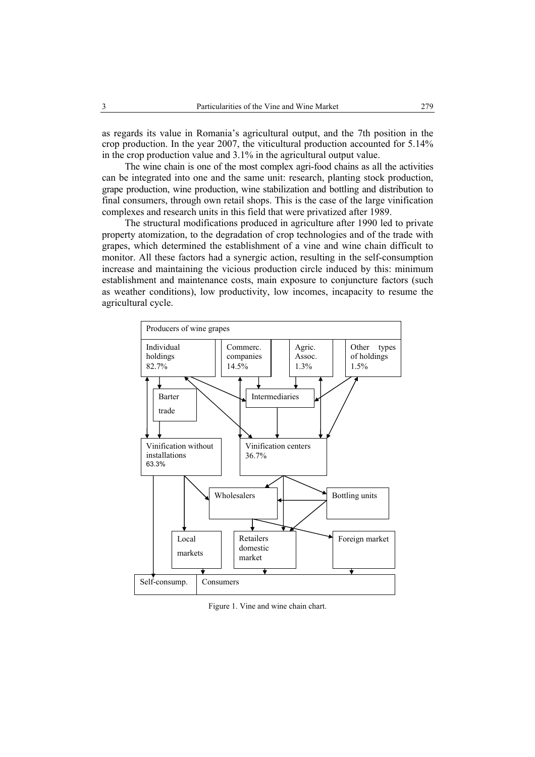as regards its value in Romania's agricultural output, and the 7th position in the crop production. In the year 2007, the viticultural production accounted for 5.14% in the crop production value and 3.1% in the agricultural output value.

The wine chain is one of the most complex agri-food chains as all the activities can be integrated into one and the same unit: research, planting stock production, grape production, wine production, wine stabilization and bottling and distribution to final consumers, through own retail shops. This is the case of the large vinification complexes and research units in this field that were privatized after 1989.

The structural modifications produced in agriculture after 1990 led to private property atomization, to the degradation of crop technologies and of the trade with grapes, which determined the establishment of a vine and wine chain difficult to monitor. All these factors had a synergic action, resulting in the self-consumption increase and maintaining the vicious production circle induced by this: minimum establishment and maintenance costs, main exposure to conjuncture factors (such as weather conditions), low productivity, low incomes, incapacity to resume the agricultural cycle.

Figure 1. Vine and wine chain chart.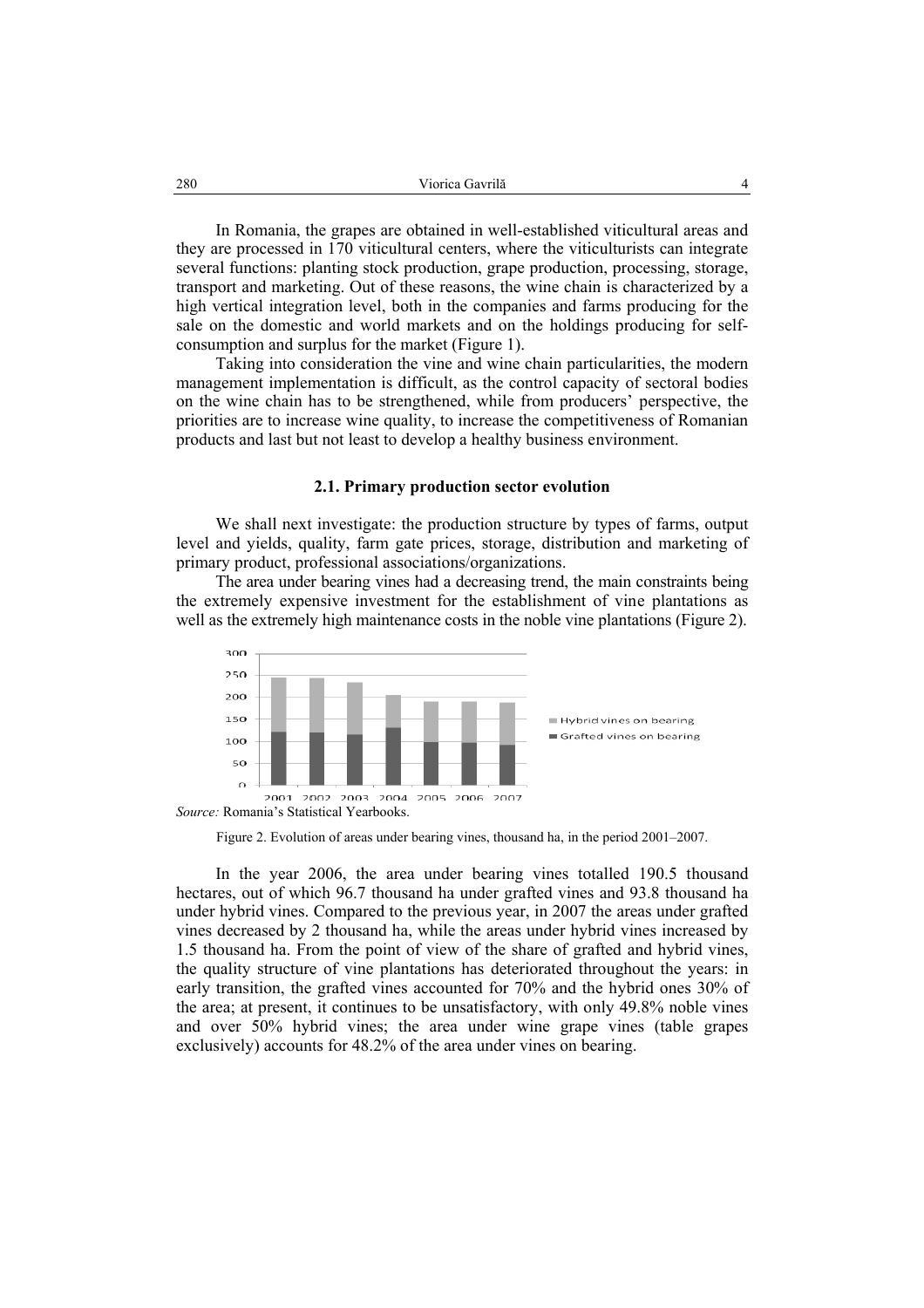In Romania, the grapes are obtained in well-established viticultural areas and they are processed in 170 viticultural centers, where the viticulturists can integrate several functions: planting stock production, grape production, processing, storage, transport and marketing. Out of these reasons, the wine chain is characterized by a high vertical integration level, both in the companies and farms producing for the sale on the domestic and world markets and on the holdings producing for self-consumption and surplus for the market (Figure 1).

Taking into consideration the vine and wine chain particularities, the modern management implementation is difficult, as the control capacity of sectoral bodies on the wine chain has to be strengthened, while from producers' perspective, the priorities are to increase wine quality, to increase the competitiveness of Romanian products and last but not least to develop a healthy business environment.

### 2.1. Primary production sector evolution

We shall next investigate: the production structure by types of farms, output level and yields, quality, farm gate prices, storage, distribution and marketing of primary product, professional associations/organizations.

The area under bearing vines had a decreasing trend, the main constraints being the extremely expensive investment for the establishment of vine plantations as well as the extremely high maintenance costs in the noble vine plantations (Figure 2).

*Source:* Romania's Statistical Yearbooks.

Figure 2. Evolution of areas under bearing vines, thousand ha, in the period 2001–2007.

In the year 2006, the area under bearing vines totalled 190.5 thousand hectares, out of which 96.7 thousand ha under grafted vines and 93.8 thousand ha under hybrid vines. Compared to the previous year, in 2007 the areas under grafted vines decreased by 2 thousand ha, while the areas under hybrid vines increased by 1.5 thousand ha. From the point of view of the share of grafted and hybrid vines, the quality structure of vine plantations has deteriorated throughout the years: in early transition, the grafted vines accounted for 70% and the hybrid ones 30% of the area; at present, it continues to be unsatisfactory, with only 49.8% noble vines and over 50% hybrid vines; the area under wine grape vines (table grapes exclusively) accounts for 48.2% of the area under vines on bearing.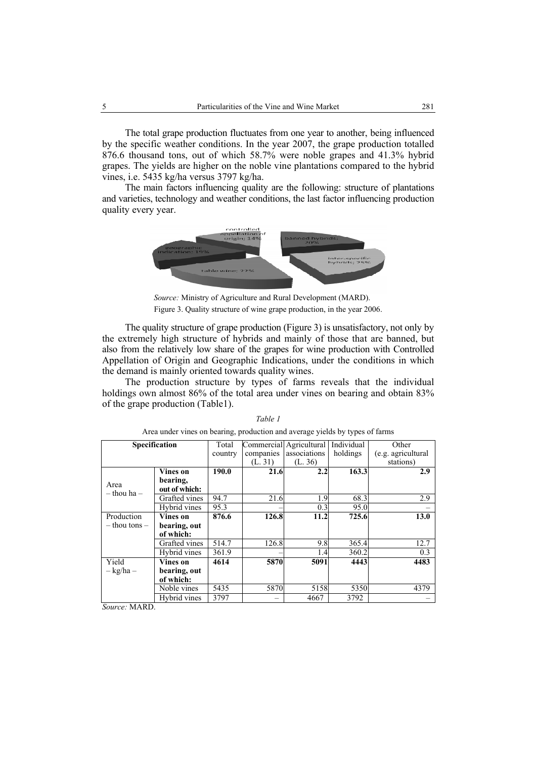The total grape production fluctuates from one year to another, being influenced by the specific weather conditions. In the year 2007, the grape production totalled 876.6 thousand tons, out of which 58.7% were noble grapes and 41.3% hybrid grapes. The yields are higher on the noble vine plantations compared to the hybrid vines, i.e. 5435 kg/ha versus 3797 kg/ha.

The main factors influencing quality are the following: structure of plantations and varieties, technology and weather conditions, the last factor influencing production quality every year.

*Source:* Ministry of Agriculture and Rural Development (MARD).

Figure 3. Quality structure of wine grape production, in the year 2006.

The quality structure of grape production (Figure 3) is unsatisfactory, not only by the extremely high structure of hybrids and mainly of those that are banned, but also from the relatively low share of the grapes for wine production with Controlled Appellation of Origin and Geographic Indications, under the conditions in which the demand is mainly oriented towards quality wines.

The production structure by types of farms reveals that the individual holdings own almost 86% of the total area under vines on bearing and obtain 83% of the grape production (Table1).

*Table 1*

Area under vines on bearing, production and average yields by types of farms

| Specification | | Total country | Commercial companies (L. 31) | Agricultural associations (L. 36) | Individual holdings | Other (e.g. agricultural stations) |
|---|---|---|---|---|---|---|
| Area – thou ha – | **Vines on bearing, out of which:** | **190.0** | **21.6** | **2.2** | **163.3** | **2.9** |
| | Grafted vines | 94.7 | 21.6 | 1.9 | 68.3 | 2.9 |
| | Hybrid vines | 95.3 | – | 0.3 | 95.0 | – |
| Production – thou tons – | **Vines on bearing, out of which:** | **876.6** | **126.8** | **11.2** | **725.6** | **13.0** |
| | Grafted vines | 514.7 | 126.8 | 9.8 | 365.4 | 12.7 |
| | Hybrid vines | 361.9 | – | 1.4 | 360.2 | 0.3 |
| Yield – kg/ha – | **Vines on bearing, out of which:** | **4614** | **5870** | **5091** | **4443** | **4483** |
| | Noble vines | 5435 | 5870 | 5158 | 5350 | 4379 |
| | Hybrid vines | 3797 | – | 4667 | 3792 | – |

*Source:* MARD.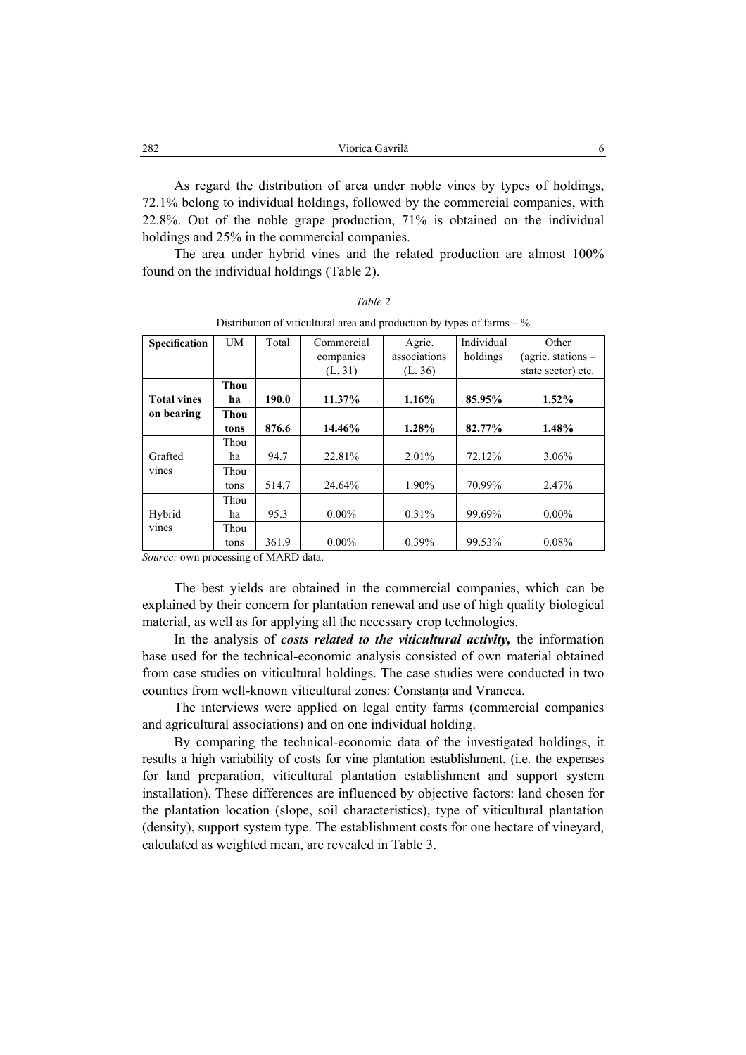As regard the distribution of area under noble vines by types of holdings, 72.1% belong to individual holdings, followed by the commercial companies, with 22.8%. Out of the noble grape production, 71% is obtained on the individual holdings and 25% in the commercial companies.

The area under hybrid vines and the related production are almost 100% found on the individual holdings (Table 2).

*Table 2*

Distribution of viticultural area and production by types of farms – %

| Specification | UM | Total | Commercial companies (L. 31) | Agric. associations (L. 36) | Individual holdings | Other (agric. stations – state sector) etc. |
|---|---|---|---|---|---|---|
| **Total vines on bearing** | **Thou ha** | **190.0** | **11.37%** | **1.16%** | **85.95%** | **1.52%** |
| | **Thou tons** | **876.6** | **14.46%** | **1.28%** | **82.77%** | **1.48%** |
| Grafted vines | Thou ha | 94.7 | 22.81% | 2.01% | 72.12% | 3.06% |
| | Thou tons | 514.7 | 24.64% | 1.90% | 70.99% | 2.47% |
| Hybrid vines | Thou ha | 95.3 | 0.00% | 0.31% | 99.69% | 0.00% |
| | Thou tons | 361.9 | 0.00% | 0.39% | 99.53% | 0.08% |

*Source:* own processing of MARD data.

The best yields are obtained in the commercial companies, which can be explained by their concern for plantation renewal and use of high quality biological material, as well as for applying all the necessary crop technologies.

In the analysis of ***costs related to the viticultural activity,*** the information base used for the technical-economic analysis consisted of own material obtained from case studies on viticultural holdings. The case studies were conducted in two counties from well-known viticultural zones: Constanța and Vrancea.

The interviews were applied on legal entity farms (commercial companies and agricultural associations) and on one individual holding.

By comparing the technical-economic data of the investigated holdings, it results a high variability of costs for vine plantation establishment, (i.e. the expenses for land preparation, viticultural plantation establishment and support system installation). These differences are influenced by objective factors: land chosen for the plantation location (slope, soil characteristics), type of viticultural plantation (density), support system type. The establishment costs for one hectare of vineyard, calculated as weighted mean, are revealed in Table 3.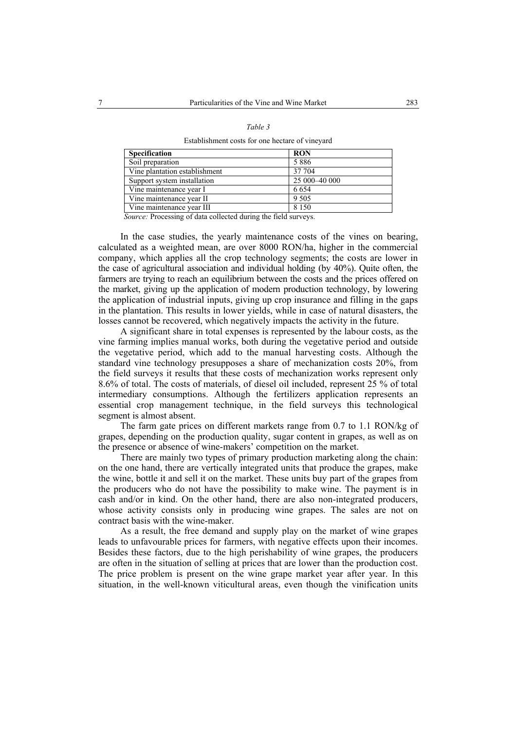*Table 3*

Establishment costs for one hectare of vineyard

| Specification | RON |
|---|---|
| Soil preparation | 5 886 |
| Vine plantation establishment | 37 704 |
| Support system installation | 25 000–40 000 |
| Vine maintenance year I | 6 654 |
| Vine maintenance year II | 9 505 |
| Vine maintenance year III | 8 150 |

*Source:* Processing of data collected during the field surveys.

In the case studies, the yearly maintenance costs of the vines on bearing, calculated as a weighted mean, are over 8000 RON/ha, higher in the commercial company, which applies all the crop technology segments; the costs are lower in the case of agricultural association and individual holding (by 40%). Quite often, the farmers are trying to reach an equilibrium between the costs and the prices offered on the market, giving up the application of modern production technology, by lowering the application of industrial inputs, giving up crop insurance and filling in the gaps in the plantation. This results in lower yields, while in case of natural disasters, the losses cannot be recovered, which negatively impacts the activity in the future.

A significant share in total expenses is represented by the labour costs, as the vine farming implies manual works, both during the vegetative period and outside the vegetative period, which add to the manual harvesting costs. Although the standard vine technology presupposes a share of mechanization costs 20%, from the field surveys it results that these costs of mechanization works represent only 8.6% of total. The costs of materials, of diesel oil included, represent 25 % of total intermediary consumptions. Although the fertilizers application represents an essential crop management technique, in the field surveys this technological segment is almost absent.

The farm gate prices on different markets range from 0.7 to 1.1 RON/kg of grapes, depending on the production quality, sugar content in grapes, as well as on the presence or absence of wine-makers' competition on the market.

There are mainly two types of primary production marketing along the chain: on the one hand, there are vertically integrated units that produce the grapes, make the wine, bottle it and sell it on the market. These units buy part of the grapes from the producers who do not have the possibility to make wine. The payment is in cash and/or in kind. On the other hand, there are also non-integrated producers, whose activity consists only in producing wine grapes. The sales are not on contract basis with the wine-maker.

As a result, the free demand and supply play on the market of wine grapes leads to unfavourable prices for farmers, with negative effects upon their incomes. Besides these factors, due to the high perishability of wine grapes, the producers are often in the situation of selling at prices that are lower than the production cost. The price problem is present on the wine grape market year after year. In this situation, in the well-known viticultural areas, even though the vinification units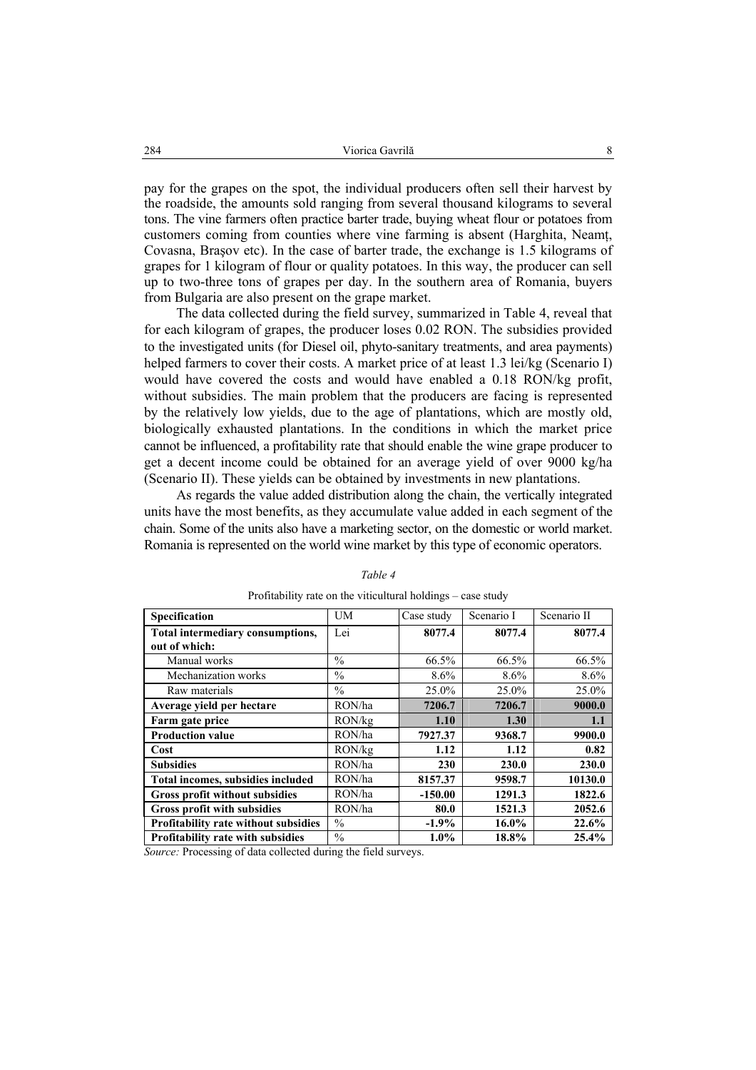pay for the grapes on the spot, the individual producers often sell their harvest by the roadside, the amounts sold ranging from several thousand kilograms to several tons. The vine farmers often practice barter trade, buying wheat flour or potatoes from customers coming from counties where vine farming is absent (Harghita, Neamț, Covasna, Brașov etc). In the case of barter trade, the exchange is 1.5 kilograms of grapes for 1 kilogram of flour or quality potatoes. In this way, the producer can sell up to two-three tons of grapes per day. In the southern area of Romania, buyers from Bulgaria are also present on the grape market.

The data collected during the field survey, summarized in Table 4, reveal that for each kilogram of grapes, the producer loses 0.02 RON. The subsidies provided to the investigated units (for Diesel oil, phyto-sanitary treatments, and area payments) helped farmers to cover their costs. A market price of at least 1.3 lei/kg (Scenario I) would have covered the costs and would have enabled a 0.18 RON/kg profit, without subsidies. The main problem that the producers are facing is represented by the relatively low yields, due to the age of plantations, which are mostly old, biologically exhausted plantations. In the conditions in which the market price cannot be influenced, a profitability rate that should enable the wine grape producer to get a decent income could be obtained for an average yield of over 9000 kg/ha (Scenario II). These yields can be obtained by investments in new plantations.

As regards the value added distribution along the chain, the vertically integrated units have the most benefits, as they accumulate value added in each segment of the chain. Some of the units also have a marketing sector, on the domestic or world market. Romania is represented on the world wine market by this type of economic operators.

*Table 4*

Profitability rate on the viticultural holdings – case study

| Specification | UM | Case study | Scenario I | Scenario II |
|---|---|---|---|---|
| **Total intermediary consumptions, out of which:** | Lei | **8077.4** | **8077.4** | **8077.4** |
| Manual works | % | 66.5% | 66.5% | 66.5% |
| Mechanization works | % | 8.6% | 8.6% | 8.6% |
| Raw materials | % | 25.0% | 25.0% | 25.0% |
| **Average yield per hectare** | RON/ha | **7206.7** | **7206.7** | **9000.0** |
| **Farm gate price** | RON/kg | **1.10** | **1.30** | **1.1** |
| **Production value** | RON/ha | **7927.37** | **9368.7** | **9900.0** |
| **Cost** | RON/kg | **1.12** | **1.12** | **0.82** |
| **Subsidies** | RON/ha | **230** | **230.0** | **230.0** |
| **Total incomes, subsidies included** | RON/ha | **8157.37** | **9598.7** | **10130.0** |
| **Gross profit without subsidies** | RON/ha | **-150.00** | **1291.3** | **1822.6** |
| **Gross profit with subsidies** | RON/ha | **80.0** | **1521.3** | **2052.6** |
| **Profitability rate without subsidies** | % | **-1.9%** | **16.0%** | **22.6%** |
| **Profitability rate with subsidies** | % | **1.0%** | **18.8%** | **25.4%** |

*Source:* Processing of data collected during the field surveys.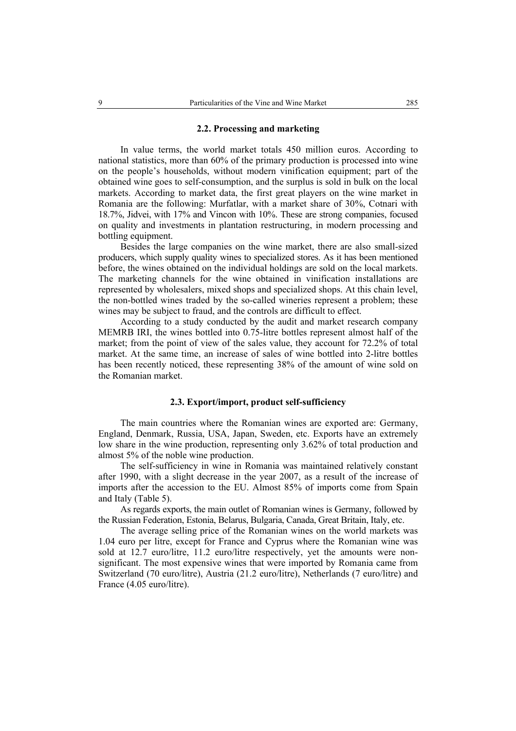### 2.2. Processing and marketing

In value terms, the world market totals 450 million euros. According to national statistics, more than 60% of the primary production is processed into wine on the people's households, without modern vinification equipment; part of the obtained wine goes to self-consumption, and the surplus is sold in bulk on the local markets. According to market data, the first great players on the wine market in Romania are the following: Murfatlar, with a market share of 30%, Cotnari with 18.7%, Jidvei, with 17% and Vincon with 10%. These are strong companies, focused on quality and investments in plantation restructuring, in modern processing and bottling equipment.

Besides the large companies on the wine market, there are also small-sized producers, which supply quality wines to specialized stores. As it has been mentioned before, the wines obtained on the individual holdings are sold on the local markets. The marketing channels for the wine obtained in vinification installations are represented by wholesalers, mixed shops and specialized shops. At this chain level, the non-bottled wines traded by the so-called wineries represent a problem; these wines may be subject to fraud, and the controls are difficult to effect.

According to a study conducted by the audit and market research company MEMRB IRI, the wines bottled into 0.75-litre bottles represent almost half of the market; from the point of view of the sales value, they account for 72.2% of total market. At the same time, an increase of sales of wine bottled into 2-litre bottles has been recently noticed, these representing 38% of the amount of wine sold on the Romanian market.

### 2.3. Export/import, product self-sufficiency

The main countries where the Romanian wines are exported are: Germany, England, Denmark, Russia, USA, Japan, Sweden, etc. Exports have an extremely low share in the wine production, representing only 3.62% of total production and almost 5% of the noble wine production.

The self-sufficiency in wine in Romania was maintained relatively constant after 1990, with a slight decrease in the year 2007, as a result of the increase of imports after the accession to the EU. Almost 85% of imports come from Spain and Italy (Table 5).

As regards exports, the main outlet of Romanian wines is Germany, followed by the Russian Federation, Estonia, Belarus, Bulgaria, Canada, Great Britain, Italy, etc.

The average selling price of the Romanian wines on the world markets was 1.04 euro per litre, except for France and Cyprus where the Romanian wine was sold at 12.7 euro/litre, 11.2 euro/litre respectively, yet the amounts were non-significant. The most expensive wines that were imported by Romania came from Switzerland (70 euro/litre), Austria (21.2 euro/litre), Netherlands (7 euro/litre) and France (4.05 euro/litre).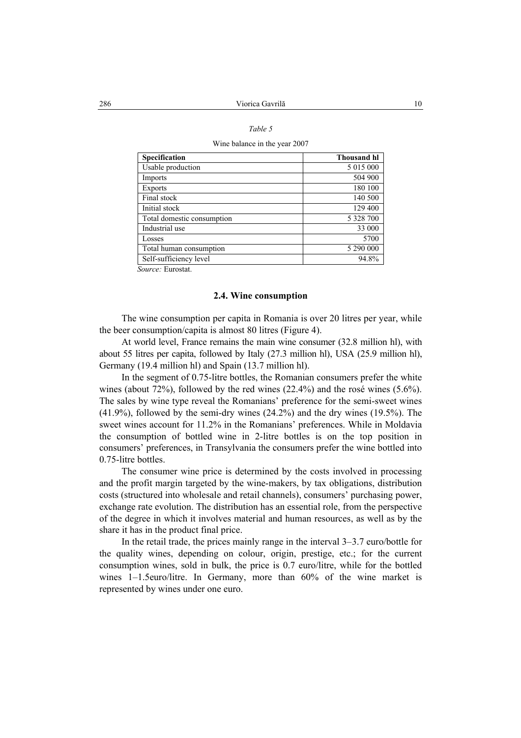*Table 5*

Wine balance in the year 2007

| **Specification** | **Thousand hl** |
|---|---|
| Usable production | 5 015 000 |
| Imports | 504 900 |
| Exports | 180 100 |
| Final stock | 140 500 |
| Initial stock | 129 400 |
| Total domestic consumption | 5 328 700 |
| Industrial use | 33 000 |
| Losses | 5700 |
| Total human consumption | 5 290 000 |
| Self-sufficiency level | 94.8% |

*Source:* Eurostat.

### 2.4. Wine consumption

The wine consumption per capita in Romania is over 20 litres per year, while the beer consumption/capita is almost 80 litres (Figure 4).

At world level, France remains the main wine consumer (32.8 million hl), with about 55 litres per capita, followed by Italy (27.3 million hl), USA (25.9 million hl), Germany (19.4 million hl) and Spain (13.7 million hl).

In the segment of 0.75-litre bottles, the Romanian consumers prefer the white wines (about 72%), followed by the red wines (22.4%) and the rosé wines (5.6%). The sales by wine type reveal the Romanians' preference for the semi-sweet wines (41.9%), followed by the semi-dry wines (24.2%) and the dry wines (19.5%). The sweet wines account for 11.2% in the Romanians' preferences. While in Moldavia the consumption of bottled wine in 2-litre bottles is on the top position in consumers' preferences, in Transylvania the consumers prefer the wine bottled into 0.75-litre bottles.

The consumer wine price is determined by the costs involved in processing and the profit margin targeted by the wine-makers, by tax obligations, distribution costs (structured into wholesale and retail channels), consumers' purchasing power, exchange rate evolution. The distribution has an essential role, from the perspective of the degree in which it involves material and human resources, as well as by the share it has in the product final price.

In the retail trade, the prices mainly range in the interval 3–3.7 euro/bottle for the quality wines, depending on colour, origin, prestige, etc.; for the current consumption wines, sold in bulk, the price is 0.7 euro/litre, while for the bottled wines 1–1.5euro/litre. In Germany, more than 60% of the wine market is represented by wines under one euro.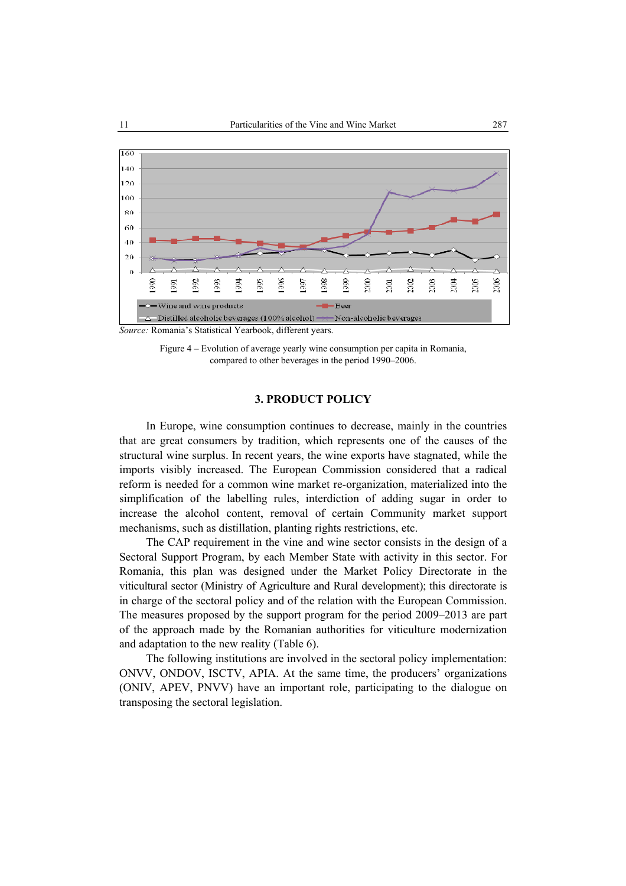*Source:* Romania's Statistical Yearbook, different years.

Figure 4 – Evolution of average yearly wine consumption per capita in Romania, compared to other beverages in the period 1990–2006.

## 3. PRODUCT POLICY

In Europe, wine consumption continues to decrease, mainly in the countries that are great consumers by tradition, which represents one of the causes of the structural wine surplus. In recent years, the wine exports have stagnated, while the imports visibly increased. The European Commission considered that a radical reform is needed for a common wine market re-organization, materialized into the simplification of the labelling rules, interdiction of adding sugar in order to increase the alcohol content, removal of certain Community market support mechanisms, such as distillation, planting rights restrictions, etc.

The CAP requirement in the vine and wine sector consists in the design of a Sectoral Support Program, by each Member State with activity in this sector. For Romania, this plan was designed under the Market Policy Directorate in the viticultural sector (Ministry of Agriculture and Rural development); this directorate is in charge of the sectoral policy and of the relation with the European Commission. The measures proposed by the support program for the period 2009–2013 are part of the approach made by the Romanian authorities for viticulture modernization and adaptation to the new reality (Table 6).

The following institutions are involved in the sectoral policy implementation: ONVV, ONDOV, ISCTV, APIA. At the same time, the producers' organizations (ONIV, APEV, PNVV) have an important role, participating to the dialogue on transposing the sectoral legislation.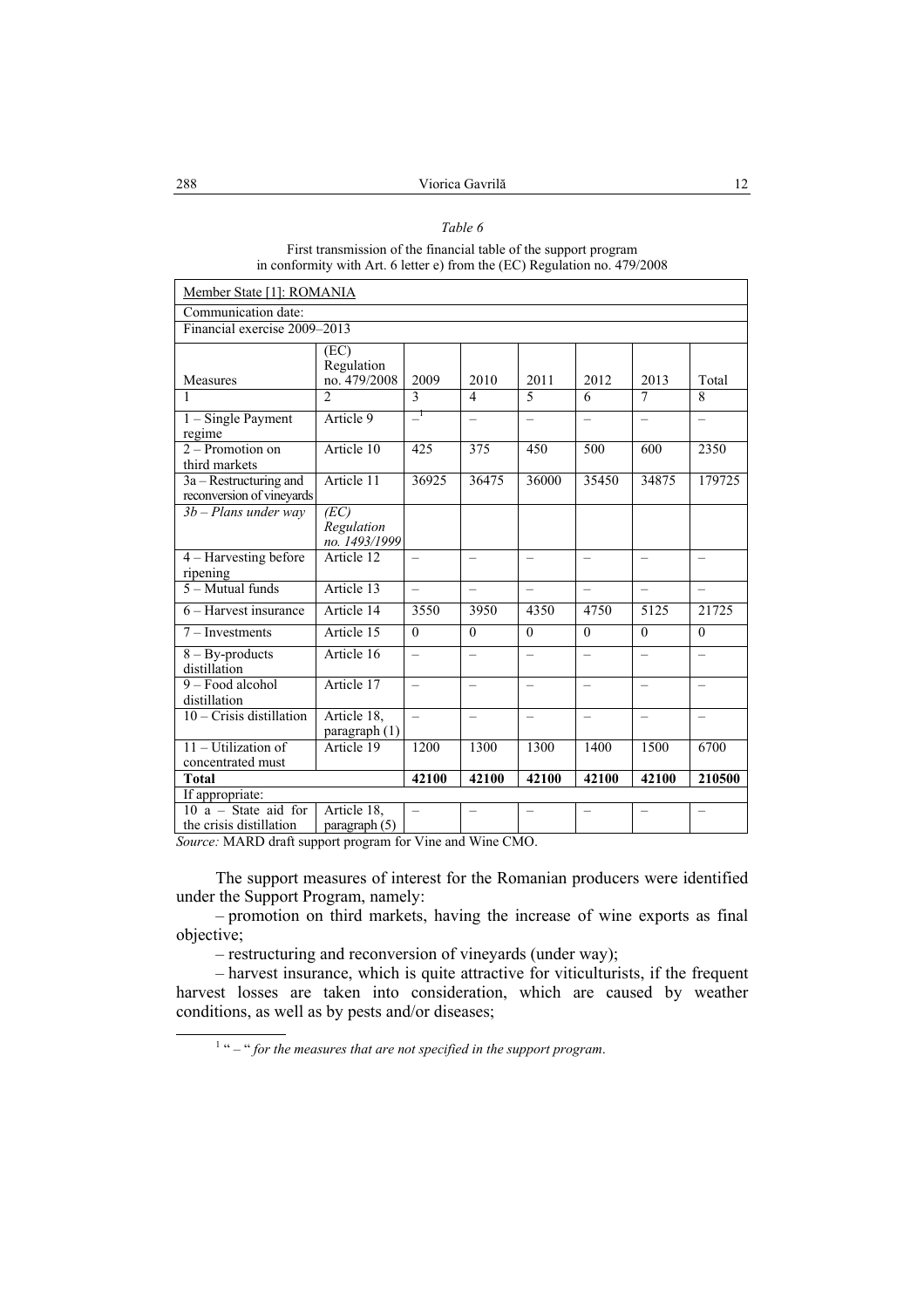*Table 6*

First transmission of the financial table of the support program in conformity with Art. 6 letter e) from the (EC) Regulation no. 479/2008

| Member State [1]: ROMANIA | | | | | | | |
|---|---|---|---|---|---|---|---|
| Communication date: | | | | | | | |
| Financial exercise 2009–2013 | | | | | | | |
| Measures | (EC) Regulation no. 479/2008 | 2009 | 2010 | 2011 | 2012 | 2013 | Total |
| 1 | 2 | 3 | 4 | 5 | 6 | 7 | 8 |
| 1 – Single Payment regime | Article 9 | –[1] | – | – | – | – | – |
| 2 – Promotion on third markets | Article 10 | 425 | 375 | 450 | 500 | 600 | 2350 |
| 3a – Restructuring and reconversion of vineyards | Article 11 | 36925 | 36475 | 36000 | 35450 | 34875 | 179725 |
| *3b – Plans under way* | *(EC) Regulation no. 1493/1999* | | | | | | |
| 4 – Harvesting before ripening | Article 12 | – | – | – | – | – | – |
| 5 – Mutual funds | Article 13 | – | – | – | – | – | – |
| 6 – Harvest insurance | Article 14 | 3550 | 3950 | 4350 | 4750 | 5125 | 21725 |
| 7 – Investments | Article 15 | 0 | 0 | 0 | 0 | 0 | 0 |
| 8 – By-products distillation | Article 16 | – | – | – | – | – | – |
| 9 – Food alcohol distillation | Article 17 | – | – | – | – | – | – |
| 10 – Crisis distillation | Article 18, paragraph (1) | – | – | – | – | – | – |
| 11 – Utilization of concentrated must | Article 19 | 1200 | 1300 | 1300 | 1400 | 1500 | 6700 |
| **Total** | | **42100** | **42100** | **42100** | **42100** | **42100** | **210500** |
| If appropriate: | | | | | | | |
| 10 a – State aid for the crisis distillation | Article 18, paragraph (5) | – | – | – | – | – | – |

*Source:* MARD draft support program for Vine and Wine CMO.

The support measures of interest for the Romanian producers were identified under the Support Program, namely:

– promotion on third markets, having the increase of wine exports as final objective;

– restructuring and reconversion of vineyards (under way);

– harvest insurance, which is quite attractive for viticulturists, if the frequent harvest losses are taken into consideration, which are caused by weather conditions, as well as by pests and/or diseases;

[1] " – " *for the measures that are not specified in the support program*.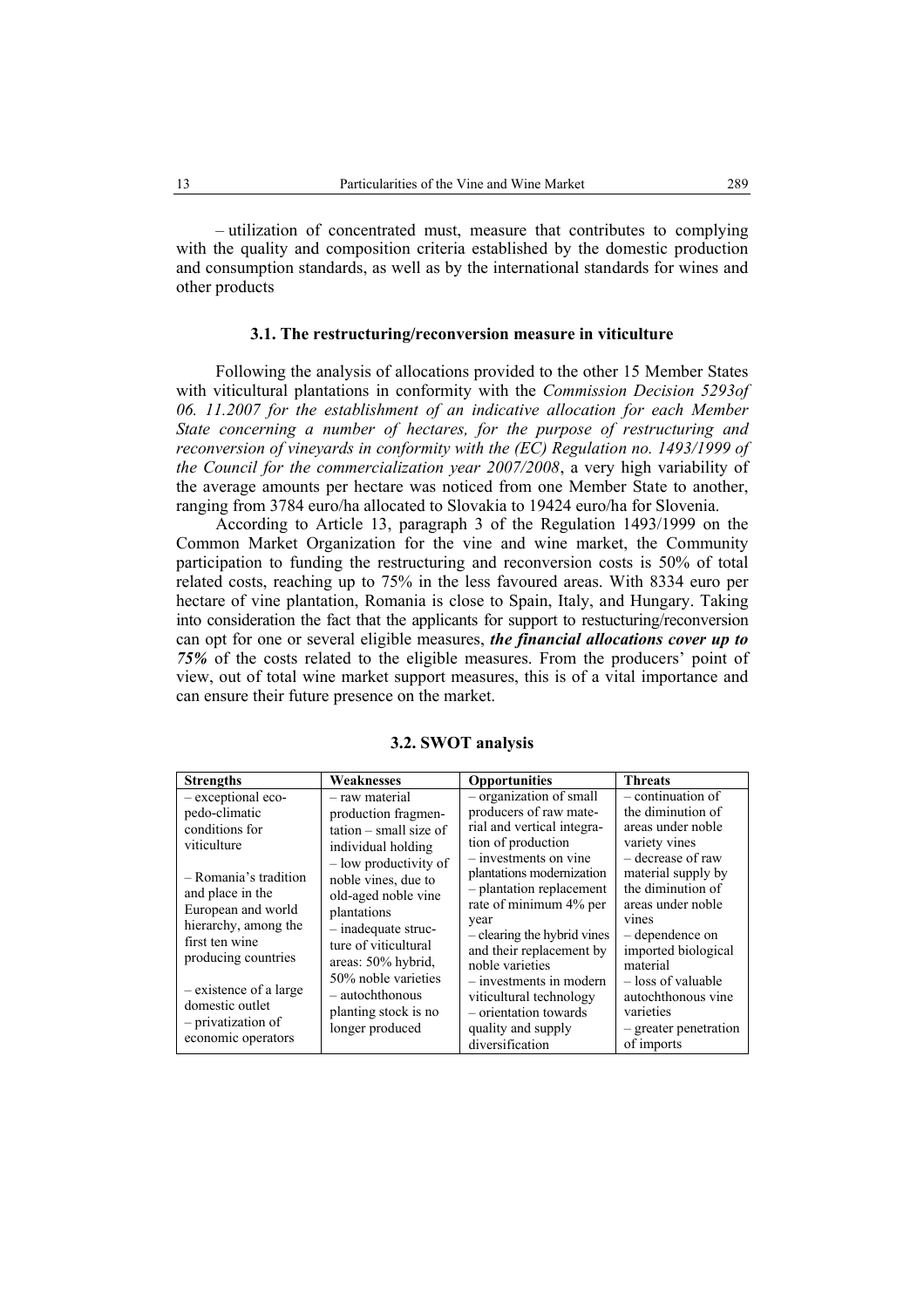– utilization of concentrated must, measure that contributes to complying with the quality and composition criteria established by the domestic production and consumption standards, as well as by the international standards for wines and other products

### 3.1. The restructuring/reconversion measure in viticulture

Following the analysis of allocations provided to the other 15 Member States with viticultural plantations in conformity with the *Commission Decision 5293of 06. 11.2007 for the establishment of an indicative allocation for each Member State concerning a number of hectares, for the purpose of restructuring and reconversion of vineyards in conformity with the (EC) Regulation no. 1493/1999 of the Council for the commercialization year 2007/2008*, a very high variability of the average amounts per hectare was noticed from one Member State to another, ranging from 3784 euro/ha allocated to Slovakia to 19424 euro/ha for Slovenia.

According to Article 13, paragraph 3 of the Regulation 1493/1999 on the Common Market Organization for the vine and wine market, the Community participation to funding the restructuring and reconversion costs is 50% of total related costs, reaching up to 75% in the less favoured areas. With 8334 euro per hectare of vine plantation, Romania is close to Spain, Italy, and Hungary. Taking into consideration the fact that the applicants for support to restucturing/reconversion can opt for one or several eligible measures, ***the financial allocations cover up to 75%*** of the costs related to the eligible measures. From the producers' point of view, out of total wine market support measures, this is of a vital importance and can ensure their future presence on the market.

### 3.2. SWOT analysis

| Strengths | Weaknesses | Opportunities | Threats |
|---|---|---|---|
| – exceptional eco-pedo-climatic conditions for viticulture<br><br>– Romania's tradition and place in the European and world hierarchy, among the first ten wine producing countries<br><br>– existence of a large domestic outlet<br>– privatization of economic operators | – raw material production fragmentation – small size of individual holding<br>– low productivity of noble vines, due to old-aged noble vine plantations<br>– inadequate structure of viticultural areas: 50% hybrid, 50% noble varieties<br>– autochthonous planting stock is no longer produced | – organization of small producers of raw material and vertical integration of production<br>– investments on vine plantations modernization<br>– plantation replacement rate of minimum 4% per year<br>– clearing the hybrid vines and their replacement by noble varieties<br>– investments in modern viticultural technology<br>– orientation towards quality and supply diversification | – continuation of the diminution of areas under noble variety vines<br>– decrease of raw material supply by the diminution of areas under noble vines<br>– dependence on imported biological material<br>– loss of valuable autochthonous vine varieties<br>– greater penetration of imports |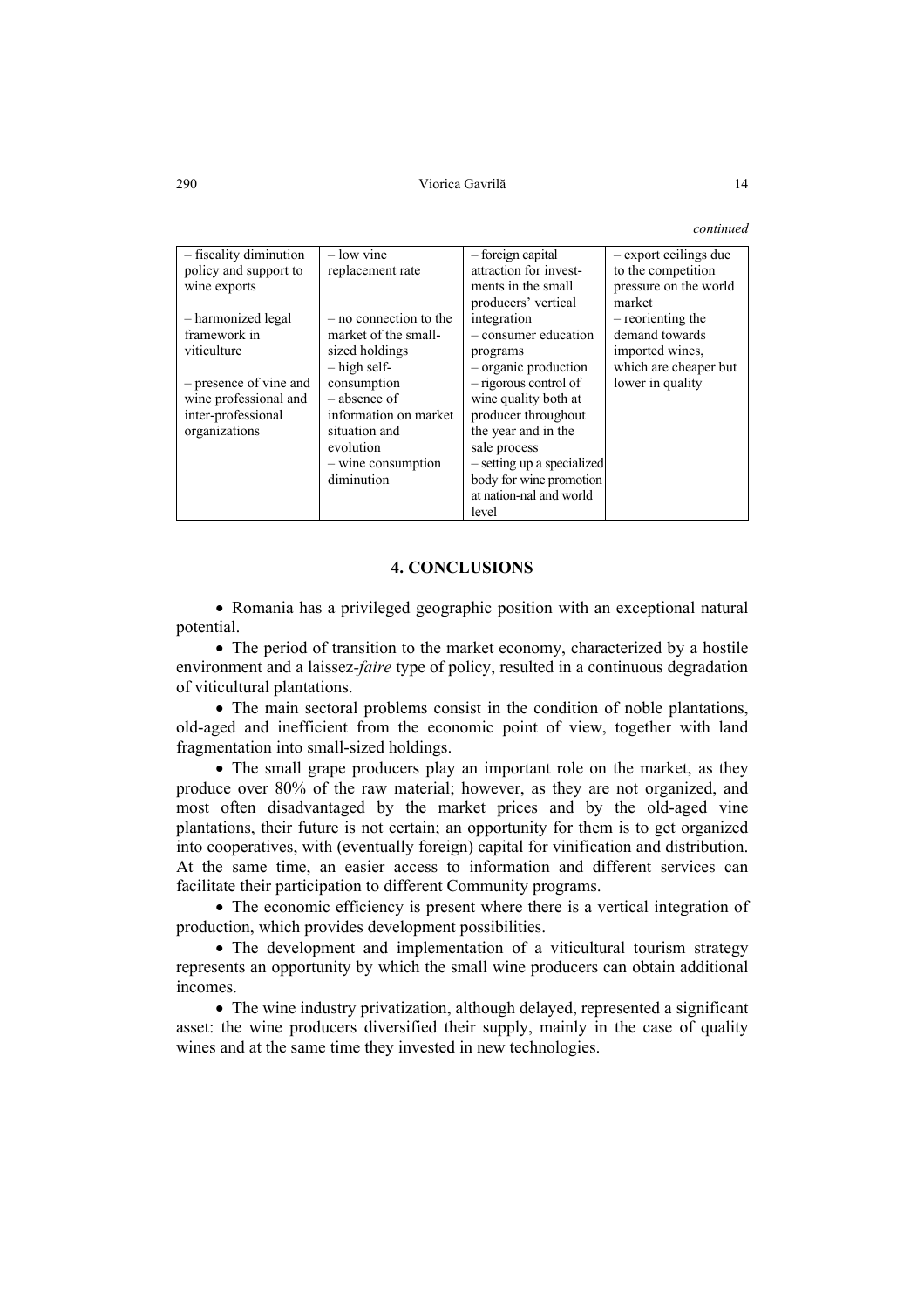*continued*

| – fiscality diminution policy and support to wine exports<br><br>– harmonized legal framework in viticulture<br><br>– presence of vine and wine professional and inter-professional organizations | – low vine replacement rate<br><br>– no connection to the market of the small-sized holdings<br>– high self-consumption<br>– absence of information on market situation and evolution<br>– wine consumption diminution | – foreign capital attraction for investments in the small producers' vertical integration<br>– consumer education programs<br>– organic production<br>– rigorous control of wine quality both at producer throughout the year and in the sale process<br>– setting up a specialized body for wine promotion at nation-nal and world level | – export ceilings due to the competition pressure on the world market<br>– reorienting the demand towards imported wines, which are cheaper but lower in quality |
|---|---|---|---|

## 4. CONCLUSIONS

- Romania has a privileged geographic position with an exceptional natural potential.
- The period of transition to the market economy, characterized by a hostile environment and a laissez-*faire* type of policy, resulted in a continuous degradation of viticultural plantations.
- The main sectoral problems consist in the condition of noble plantations, old-aged and inefficient from the economic point of view, together with land fragmentation into small-sized holdings.
- The small grape producers play an important role on the market, as they produce over 80% of the raw material; however, as they are not organized, and most often disadvantaged by the market prices and by the old-aged vine plantations, their future is not certain; an opportunity for them is to get organized into cooperatives, with (eventually foreign) capital for vinification and distribution. At the same time, an easier access to information and different services can facilitate their participation to different Community programs.
- The economic efficiency is present where there is a vertical integration of production, which provides development possibilities.
- The development and implementation of a viticultural tourism strategy represents an opportunity by which the small wine producers can obtain additional incomes.
- The wine industry privatization, although delayed, represented a significant asset: the wine producers diversified their supply, mainly in the case of quality wines and at the same time they invested in new technologies.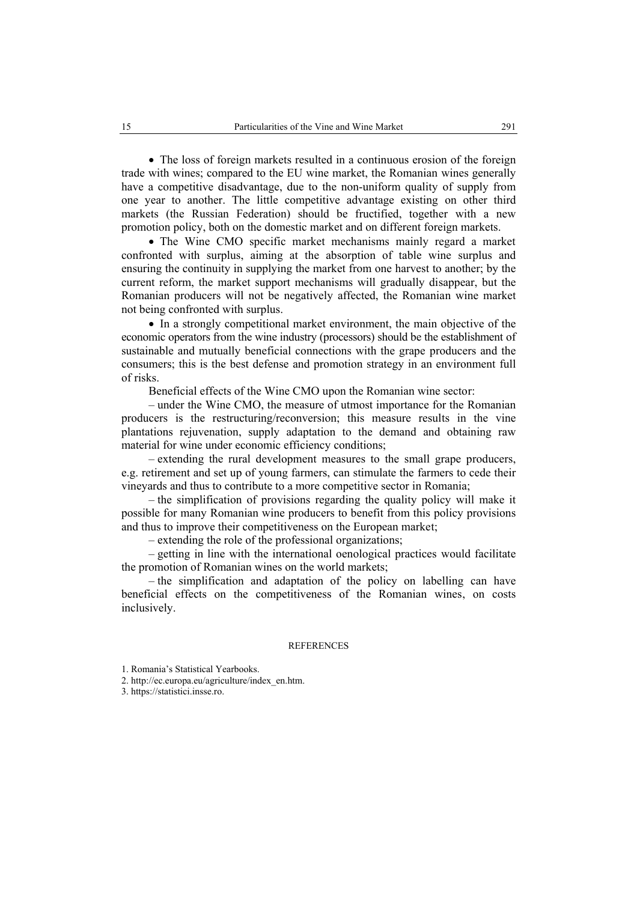- The loss of foreign markets resulted in a continuous erosion of the foreign trade with wines; compared to the EU wine market, the Romanian wines generally have a competitive disadvantage, due to the non-uniform quality of supply from one year to another. The little competitive advantage existing on other third markets (the Russian Federation) should be fructified, together with a new promotion policy, both on the domestic market and on different foreign markets.
- The Wine CMO specific market mechanisms mainly regard a market confronted with surplus, aiming at the absorption of table wine surplus and ensuring the continuity in supplying the market from one harvest to another; by the current reform, the market support mechanisms will gradually disappear, but the Romanian producers will not be negatively affected, the Romanian wine market not being confronted with surplus.
- In a strongly competitional market environment, the main objective of the economic operators from the wine industry (processors) should be the establishment of sustainable and mutually beneficial connections with the grape producers and the consumers; this is the best defense and promotion strategy in an environment full of risks.

Beneficial effects of the Wine CMO upon the Romanian wine sector:

– under the Wine CMO, the measure of utmost importance for the Romanian producers is the restructuring/reconversion; this measure results in the vine plantations rejuvenation, supply adaptation to the demand and obtaining raw material for wine under economic efficiency conditions;

– extending the rural development measures to the small grape producers, e.g. retirement and set up of young farmers, can stimulate the farmers to cede their vineyards and thus to contribute to a more competitive sector in Romania;

– the simplification of provisions regarding the quality policy will make it possible for many Romanian wine producers to benefit from this policy provisions and thus to improve their competitiveness on the European market;

– extending the role of the professional organizations;

– getting in line with the international oenological practices would facilitate the promotion of Romanian wines on the world markets;

– the simplification and adaptation of the policy on labelling can have beneficial effects on the competitiveness of the Romanian wines, on costs inclusively.

## REFERENCES

1. Romania's Statistical Yearbooks.
2. http://ec.europa.eu/agriculture/index_en.htm.
3. https://statistici.insse.ro.